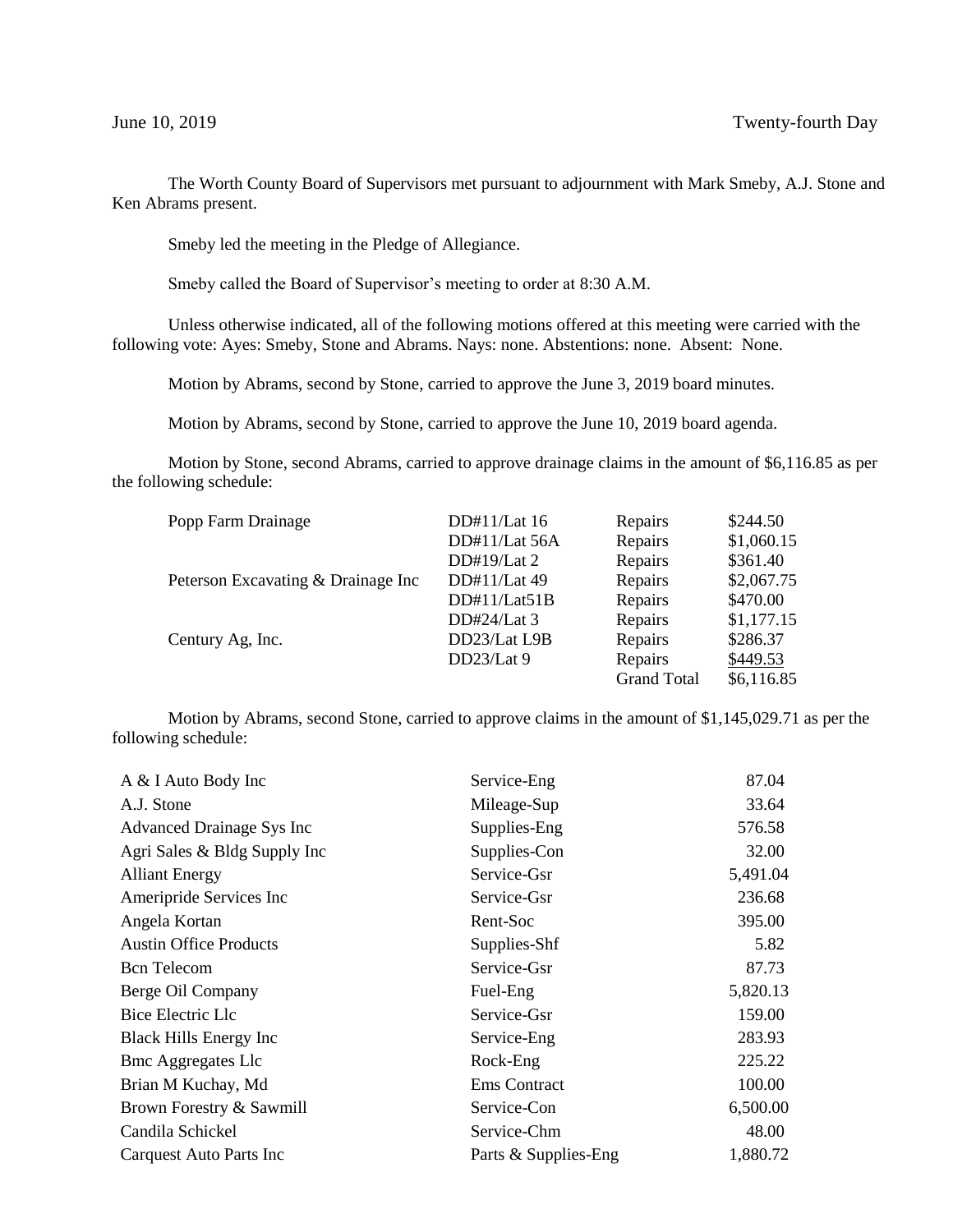June 10, 2019 Twenty-fourth Day

The Worth County Board of Supervisors met pursuant to adjournment with Mark Smeby, A.J. Stone and Ken Abrams present.

Smeby led the meeting in the Pledge of Allegiance.

Smeby called the Board of Supervisor's meeting to order at 8:30 A.M.

Unless otherwise indicated, all of the following motions offered at this meeting were carried with the following vote: Ayes: Smeby, Stone and Abrams. Nays: none. Abstentions: none. Absent: None.

Motion by Abrams, second by Stone, carried to approve the June 3, 2019 board minutes.

Motion by Abrams, second by Stone, carried to approve the June 10, 2019 board agenda.

Motion by Stone, second Abrams, carried to approve drainage claims in the amount of $6,116.85 as per the following schedule:

| | | | |
|---|---|---|---|
| Popp Farm Drainage | DD#11/Lat 16 | Repairs | $244.50 |
| | DD#11/Lat 56A | Repairs | $1,060.15 |
| | DD#19/Lat 2 | Repairs | $361.40 |
| Peterson Excavating & Drainage Inc | DD#11/Lat 49 | Repairs | $2,067.75 |
| | DD#11/Lat51B | Repairs | $470.00 |
| | DD#24/Lat 3 | Repairs | $1,177.15 |
| Century Ag, Inc. | DD23/Lat L9B | Repairs | $286.37 |
| | DD23/Lat 9 | Repairs | $449.53 |
| | | Grand Total | $6,116.85 |

Motion by Abrams, second Stone, carried to approve claims in the amount of $1,145,029.71 as per the following schedule:

| | | |
|---|---|---|
| A & I Auto Body Inc | Service-Eng | 87.04 |
| A.J. Stone | Mileage-Sup | 33.64 |
| Advanced Drainage Sys Inc | Supplies-Eng | 576.58 |
| Agri Sales & Bldg Supply Inc | Supplies-Con | 32.00 |
| Alliant Energy | Service-Gsr | 5,491.04 |
| Ameripride Services Inc | Service-Gsr | 236.68 |
| Angela Kortan | Rent-Soc | 395.00 |
| Austin Office Products | Supplies-Shf | 5.82 |
| Bcn Telecom | Service-Gsr | 87.73 |
| Berge Oil Company | Fuel-Eng | 5,820.13 |
| Bice Electric Llc | Service-Gsr | 159.00 |
| Black Hills Energy Inc | Service-Eng | 283.93 |
| Bmc Aggregates Llc | Rock-Eng | 225.22 |
| Brian M Kuchay, Md | Ems Contract | 100.00 |
| Brown Forestry & Sawmill | Service-Con | 6,500.00 |
| Candila Schickel | Service-Chm | 48.00 |
| Carquest Auto Parts Inc | Parts & Supplies-Eng | 1,880.72 |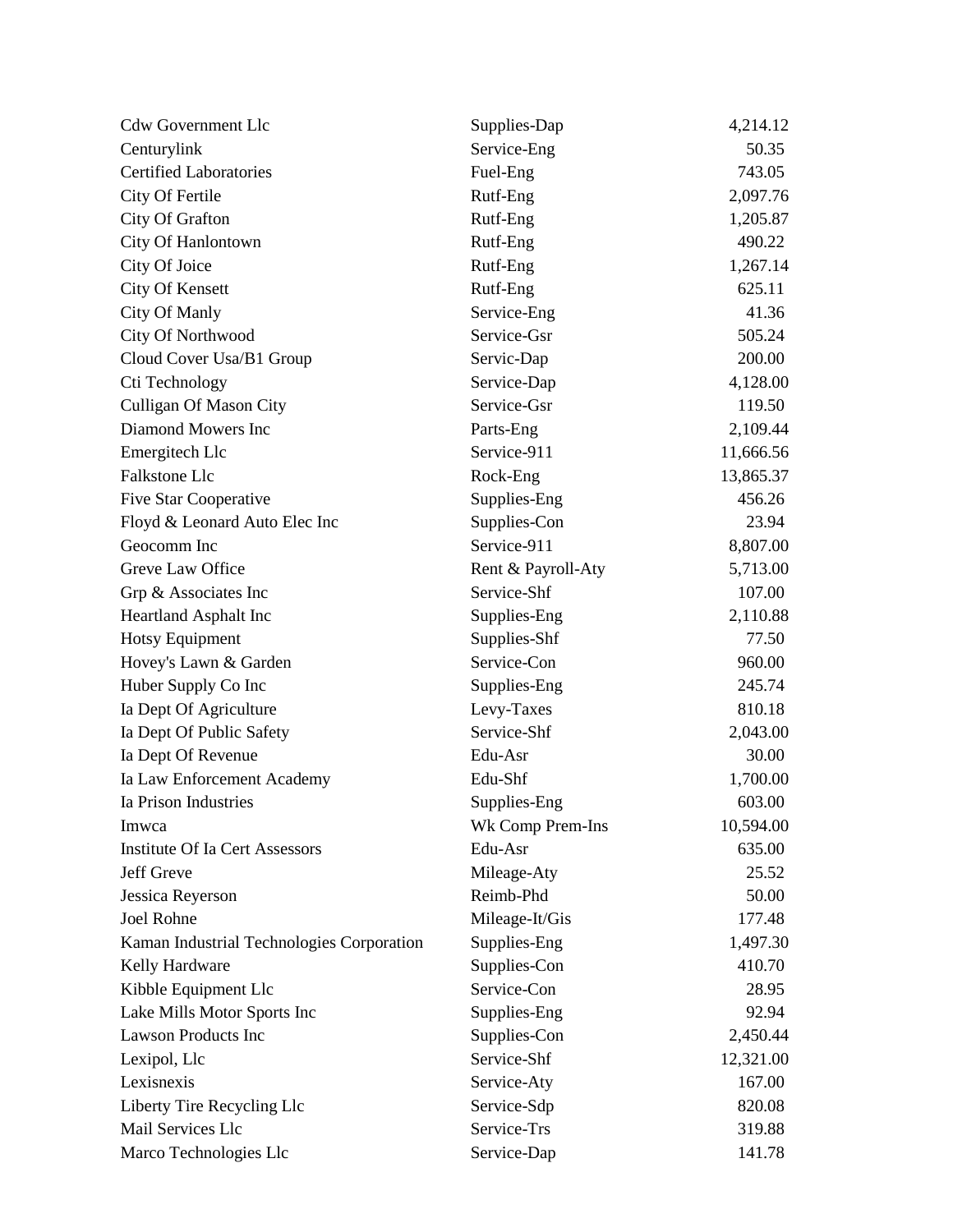| | | |
|---|---|---|
| Cdw Government Llc | Supplies-Dap | 4,214.12 |
| Centurylink | Service-Eng | 50.35 |
| Certified Laboratories | Fuel-Eng | 743.05 |
| City Of Fertile | Rutf-Eng | 2,097.76 |
| City Of Grafton | Rutf-Eng | 1,205.87 |
| City Of Hanlontown | Rutf-Eng | 490.22 |
| City Of Joice | Rutf-Eng | 1,267.14 |
| City Of Kensett | Rutf-Eng | 625.11 |
| City Of Manly | Service-Eng | 41.36 |
| City Of Northwood | Service-Gsr | 505.24 |
| Cloud Cover Usa/B1 Group | Servic-Dap | 200.00 |
| Cti Technology | Service-Dap | 4,128.00 |
| Culligan Of Mason City | Service-Gsr | 119.50 |
| Diamond Mowers Inc | Parts-Eng | 2,109.44 |
| Emergitech Llc | Service-911 | 11,666.56 |
| Falkstone Llc | Rock-Eng | 13,865.37 |
| Five Star Cooperative | Supplies-Eng | 456.26 |
| Floyd & Leonard Auto Elec Inc | Supplies-Con | 23.94 |
| Geocomm Inc | Service-911 | 8,807.00 |
| Greve Law Office | Rent & Payroll-Aty | 5,713.00 |
| Grp & Associates Inc | Service-Shf | 107.00 |
| Heartland Asphalt Inc | Supplies-Eng | 2,110.88 |
| Hotsy Equipment | Supplies-Shf | 77.50 |
| Hovey's Lawn & Garden | Service-Con | 960.00 |
| Huber Supply Co Inc | Supplies-Eng | 245.74 |
| Ia Dept Of Agriculture | Levy-Taxes | 810.18 |
| Ia Dept Of Public Safety | Service-Shf | 2,043.00 |
| Ia Dept Of Revenue | Edu-Asr | 30.00 |
| Ia Law Enforcement Academy | Edu-Shf | 1,700.00 |
| Ia Prison Industries | Supplies-Eng | 603.00 |
| Imwca | Wk Comp Prem-Ins | 10,594.00 |
| Institute Of Ia Cert Assessors | Edu-Asr | 635.00 |
| Jeff Greve | Mileage-Aty | 25.52 |
| Jessica Reyerson | Reimb-Phd | 50.00 |
| Joel Rohne | Mileage-It/Gis | 177.48 |
| Kaman Industrial Technologies Corporation | Supplies-Eng | 1,497.30 |
| Kelly Hardware | Supplies-Con | 410.70 |
| Kibble Equipment Llc | Service-Con | 28.95 |
| Lake Mills Motor Sports Inc | Supplies-Eng | 92.94 |
| Lawson Products Inc | Supplies-Con | 2,450.44 |
| Lexipol, Llc | Service-Shf | 12,321.00 |
| Lexisnexis | Service-Aty | 167.00 |
| Liberty Tire Recycling Llc | Service-Sdp | 820.08 |
| Mail Services Llc | Service-Trs | 319.88 |
| Marco Technologies Llc | Service-Dap | 141.78 |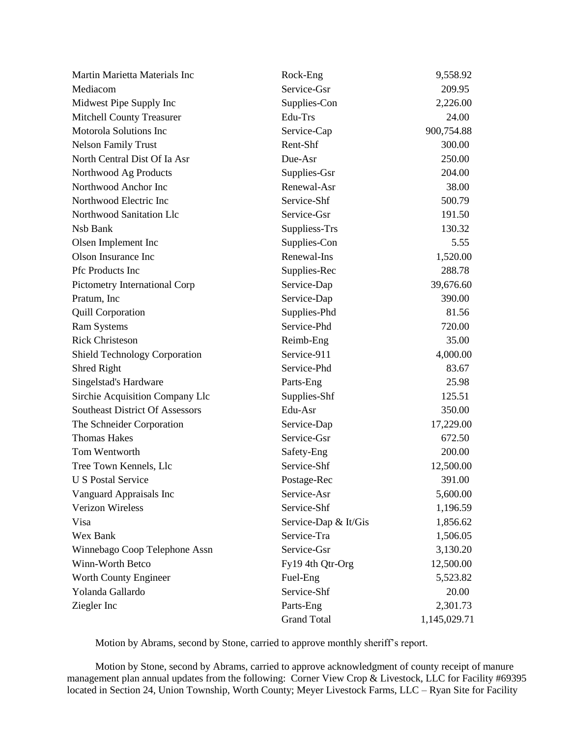| | | |
|---|---|---|
| Martin Marietta Materials Inc | Rock-Eng | 9,558.92 |
| Mediacom | Service-Gsr | 209.95 |
| Midwest Pipe Supply Inc | Supplies-Con | 2,226.00 |
| Mitchell County Treasurer | Edu-Trs | 24.00 |
| Motorola Solutions Inc | Service-Cap | 900,754.88 |
| Nelson Family Trust | Rent-Shf | 300.00 |
| North Central Dist Of Ia Asr | Due-Asr | 250.00 |
| Northwood Ag Products | Supplies-Gsr | 204.00 |
| Northwood Anchor Inc | Renewal-Asr | 38.00 |
| Northwood Electric Inc | Service-Shf | 500.79 |
| Northwood Sanitation Llc | Service-Gsr | 191.50 |
| Nsb Bank | Suppliess-Trs | 130.32 |
| Olsen Implement Inc | Supplies-Con | 5.55 |
| Olson Insurance Inc | Renewal-Ins | 1,520.00 |
| Pfc Products Inc | Supplies-Rec | 288.78 |
| Pictometry International Corp | Service-Dap | 39,676.60 |
| Pratum, Inc | Service-Dap | 390.00 |
| Quill Corporation | Supplies-Phd | 81.56 |
| Ram Systems | Service-Phd | 720.00 |
| Rick Christeson | Reimb-Eng | 35.00 |
| Shield Technology Corporation | Service-911 | 4,000.00 |
| Shred Right | Service-Phd | 83.67 |
| Singelstad's Hardware | Parts-Eng | 25.98 |
| Sirchie Acquisition Company Llc | Supplies-Shf | 125.51 |
| Southeast District Of Assessors | Edu-Asr | 350.00 |
| The Schneider Corporation | Service-Dap | 17,229.00 |
| Thomas Hakes | Service-Gsr | 672.50 |
| Tom Wentworth | Safety-Eng | 200.00 |
| Tree Town Kennels, Llc | Service-Shf | 12,500.00 |
| U S Postal Service | Postage-Rec | 391.00 |
| Vanguard Appraisals Inc | Service-Asr | 5,600.00 |
| Verizon Wireless | Service-Shf | 1,196.59 |
| Visa | Service-Dap & It/Gis | 1,856.62 |
| Wex Bank | Service-Tra | 1,506.05 |
| Winnebago Coop Telephone Assn | Service-Gsr | 3,130.20 |
| Winn-Worth Betco | Fy19 4th Qtr-Org | 12,500.00 |
| Worth County Engineer | Fuel-Eng | 5,523.82 |
| Yolanda Gallardo | Service-Shf | 20.00 |
| Ziegler Inc | Parts-Eng | 2,301.73 |
| | Grand Total | 1,145,029.71 |

Motion by Abrams, second by Stone, carried to approve monthly sheriff's report.

Motion by Stone, second by Abrams, carried to approve acknowledgment of county receipt of manure management plan annual updates from the following: Corner View Crop & Livestock, LLC for Facility #69395 located in Section 24, Union Township, Worth County; Meyer Livestock Farms, LLC – Ryan Site for Facility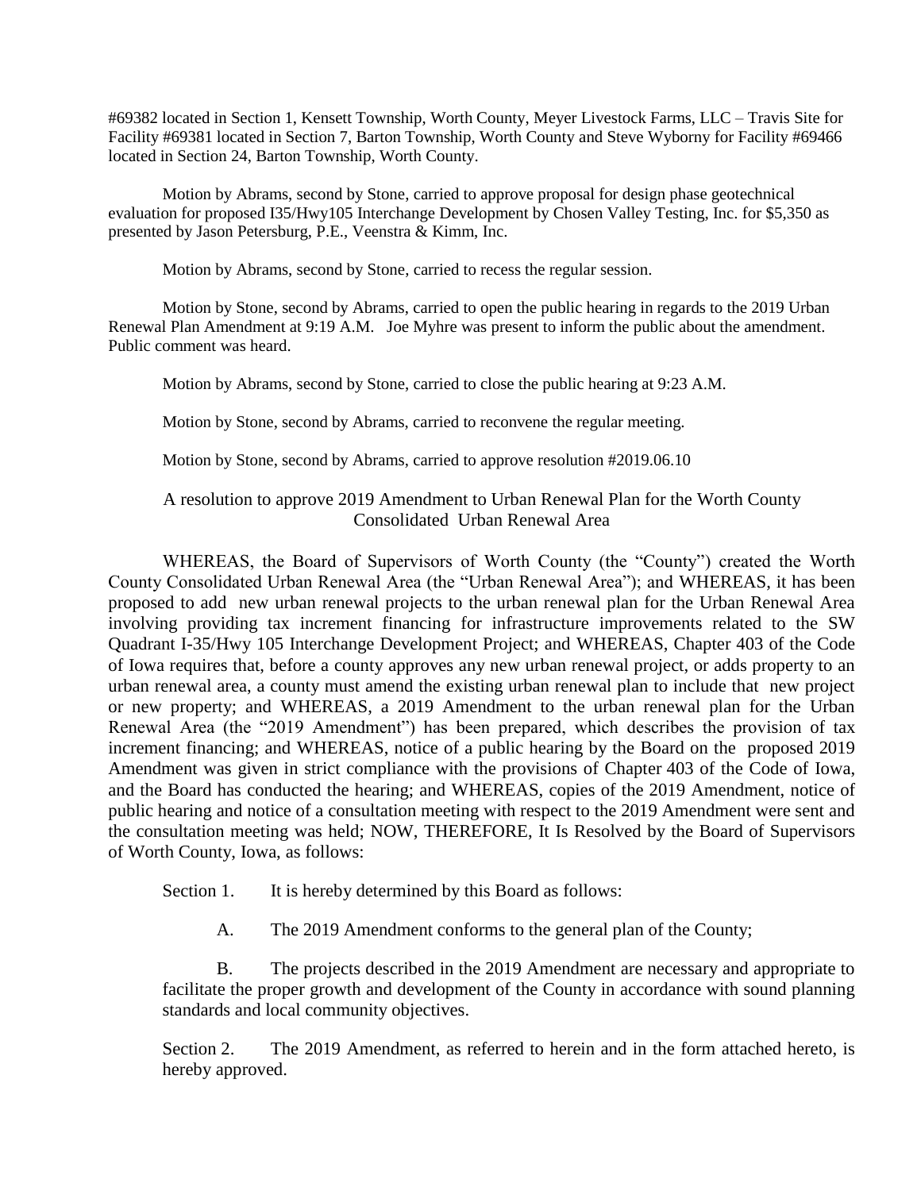#69382 located in Section 1, Kensett Township, Worth County, Meyer Livestock Farms, LLC – Travis Site for Facility #69381 located in Section 7, Barton Township, Worth County and Steve Wyborny for Facility #69466 located in Section 24, Barton Township, Worth County.

Motion by Abrams, second by Stone, carried to approve proposal for design phase geotechnical evaluation for proposed I35/Hwy105 Interchange Development by Chosen Valley Testing, Inc. for $5,350 as presented by Jason Petersburg, P.E., Veenstra & Kimm, Inc.

Motion by Abrams, second by Stone, carried to recess the regular session.

Motion by Stone, second by Abrams, carried to open the public hearing in regards to the 2019 Urban Renewal Plan Amendment at 9:19 A.M. Joe Myhre was present to inform the public about the amendment. Public comment was heard.

Motion by Abrams, second by Stone, carried to close the public hearing at 9:23 A.M.

Motion by Stone, second by Abrams, carried to reconvene the regular meeting.

Motion by Stone, second by Abrams, carried to approve resolution #2019.06.10

A resolution to approve 2019 Amendment to Urban Renewal Plan for the Worth County Consolidated Urban Renewal Area

WHEREAS, the Board of Supervisors of Worth County (the "County") created the Worth County Consolidated Urban Renewal Area (the "Urban Renewal Area"); and WHEREAS, it has been proposed to add new urban renewal projects to the urban renewal plan for the Urban Renewal Area involving providing tax increment financing for infrastructure improvements related to the SW Quadrant I-35/Hwy 105 Interchange Development Project; and WHEREAS, Chapter 403 of the Code of Iowa requires that, before a county approves any new urban renewal project, or adds property to an urban renewal area, a county must amend the existing urban renewal plan to include that new project or new property; and WHEREAS, a 2019 Amendment to the urban renewal plan for the Urban Renewal Area (the "2019 Amendment") has been prepared, which describes the provision of tax increment financing; and WHEREAS, notice of a public hearing by the Board on the proposed 2019 Amendment was given in strict compliance with the provisions of Chapter 403 of the Code of Iowa, and the Board has conducted the hearing; and WHEREAS, copies of the 2019 Amendment, notice of public hearing and notice of a consultation meeting with respect to the 2019 Amendment were sent and the consultation meeting was held; NOW, THEREFORE, It Is Resolved by the Board of Supervisors of Worth County, Iowa, as follows:

Section 1. It is hereby determined by this Board as follows:

A. The 2019 Amendment conforms to the general plan of the County;

B. The projects described in the 2019 Amendment are necessary and appropriate to facilitate the proper growth and development of the County in accordance with sound planning standards and local community objectives.

Section 2. The 2019 Amendment, as referred to herein and in the form attached hereto, is hereby approved.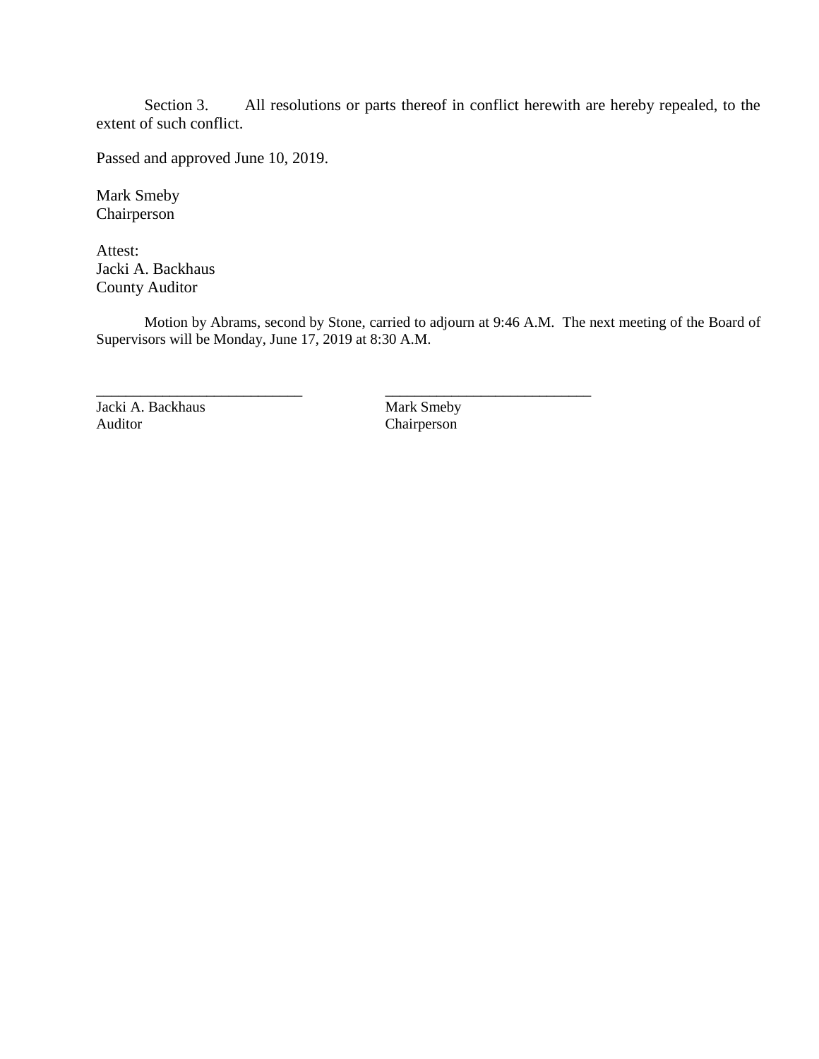Section 3. All resolutions or parts thereof in conflict herewith are hereby repealed, to the extent of such conflict.

Passed and approved June 10, 2019.

Mark Smeby
Chairperson

Attest:
Jacki A. Backhaus
County Auditor

Motion by Abrams, second by Stone, carried to adjourn at 9:46 A.M. The next meeting of the Board of Supervisors will be Monday, June 17, 2019 at 8:30 A.M.

| | |
|---|---|
| ____________________________ | ____________________________ |
| Jacki A. Backhaus | Mark Smeby |
| Auditor | Chairperson |